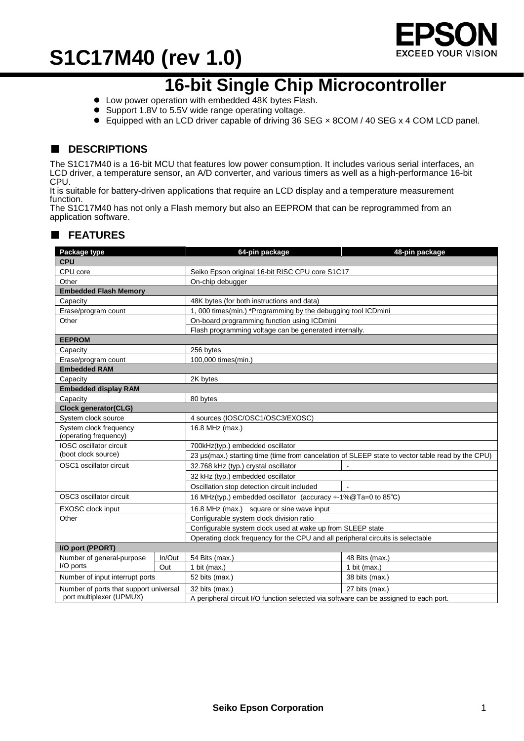# S1C17M40 (rev 1.0)

## 16-bit Single Chip Microcontroller

- Low power operation with embedded 48K bytes Flash.
- Support 1.8V to 5.5V wide range operating voltage.
- Equipped with an LCD driver capable of driving 36 SEG × 8COM / 40 SEG x 4 COM LCD panel.

## ■ DESCRIPTIONS

The S1C17M40 is a 16-bit MCU that features low power consumption. It includes various serial interfaces, an LCD driver, a temperature sensor, an A/D converter, and various timers as well as a high-performance 16-bit CPU.
It is suitable for battery-driven applications that require an LCD display and a temperature measurement function.
The S1C17M40 has not only a Flash memory but also an EEPROM that can be reprogrammed from an application software.

## ■ FEATURES

| Package type | | 64-pin package | 48-pin package |
|---|---|---|---|
| **CPU** | | | |
| CPU core | | Seiko Epson original 16-bit RISC CPU core S1C17 | |
| Other | | On-chip debugger | |
| **Embedded Flash Memory** | | | |
| Capacity | | 48K bytes (for both instructions and data) | |
| Erase/program count | | 1, 000 times(min.) *Programming by the debugging tool ICDmini | |
| Other | | On-board programming function using ICDmini | |
| | | Flash programming voltage can be generated internally. | |
| **EEPROM** | | | |
| Capacity | | 256 bytes | |
| Erase/program count | | 100,000 times(min.) | |
| **Embedded RAM** | | | |
| Capacity | | 2K bytes | |
| **Embedded display RAM** | | | |
| Capacity | | 80 bytes | |
| **Clock generator(CLG)** | | | |
| System clock source | | 4 sources (IOSC/OSC1/OSC3/EXOSC) | |
| System clock frequency (operating frequency) | | 16.8 MHz (max.) | |
| IOSC oscillator circuit (boot clock source) | | 700kHz(typ.) embedded oscillator | |
| | | 23 µs(max.) starting time (time from cancelation of SLEEP state to vector table read by the CPU) | |
| OSC1 oscillator circuit | | 32.768 kHz (typ.) crystal oscillator | - |
| | | 32 kHz (typ.) embedded oscillator | |
| | | Oscillation stop detection circuit included | - |
| OSC3 oscillator circuit | | 16 MHz(typ.) embedded oscillator (accuracy +-1%@Ta=0 to 85℃) | |
| EXOSC clock input | | 16.8 MHz (max.) square or sine wave input | |
| Other | | Configurable system clock division ratio | |
| | | Configurable system clock used at wake up from SLEEP state | |
| | | Operating clock frequency for the CPU and all peripheral circuits is selectable | |
| **I/O port (PPORT)** | | | |
| Number of general-purpose I/O ports | In/Out | 54 Bits (max.) | 48 Bits (max.) |
| | Out | 1 bit (max.) | 1 bit (max.) |
| Number of input interrupt ports | | 52 bits (max.) | 38 bits (max.) |
| Number of ports that support universal port multiplexer (UPMUX) | | 32 bits (max.) | 27 bits (max.) |
| | | A peripheral circuit I/O function selected via software can be assigned to each port. | |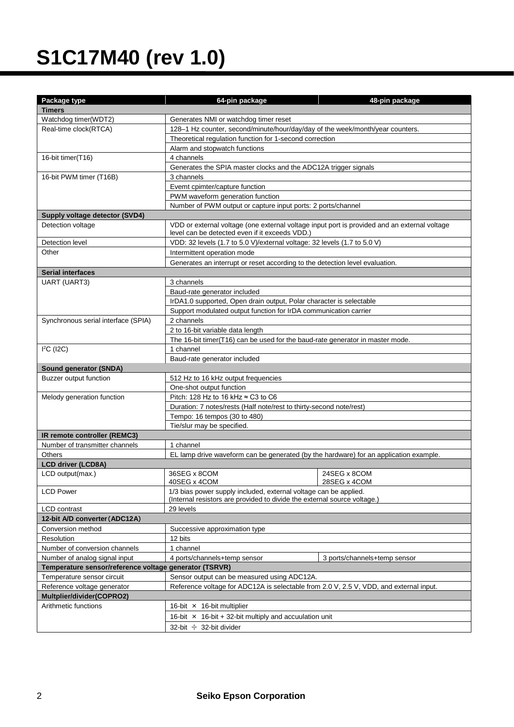# S1C17M40 (rev 1.0)

| Package type | 64-pin package | 48-pin package |
|---|---|---|
| **Timers** | | |
| Watchdog timer(WDT2) | Generates NMI or watchdog timer reset | |
| Real-time clock(RTCA) | 128–1 Hz counter, second/minute/hour/day/day of the week/month/year counters. | |
| | Theoretical regulation function for 1-second correction | |
| | Alarm and stopwatch functions | |
| 16-bit timer(T16) | 4 channels | |
| | Generates the SPIA master clocks and the ADC12A trigger signals | |
| 16-bit PWM timer (T16B) | 3 channels | |
| | Evemt cpimter/capture function | |
| | PWM waveform generation function | |
| | Number of PWM output or capture input ports: 2 ports/channel | |
| **Supply voltage detector (SVD4)** | | |
| Detection voltage | VDD or external voltage (one external voltage input port is provided and an external voltage level can be detected even if it exceeds VDD.) | |
| Detection level | VDD: 32 levels (1.7 to 5.0 V)/external voltage: 32 levels (1.7 to 5.0 V) | |
| Other | Intermittent operation mode | |
| | Generates an interrupt or reset according to the detection level evaluation. | |
| **Serial interfaces** | | |
| UART (UART3) | 3 channels | |
| | Baud-rate generator included | |
| | IrDA1.0 supported, Open drain output, Polar character is selectable | |
| | Support modulated output function for IrDA communication carrier | |
| Synchronous serial interface (SPIA) | 2 channels | |
| | 2 to 16-bit variable data length | |
| | The 16-bit timer(T16) can be used for the baud-rate generator in master mode. | |
| $I^2C$ (I2C) | 1 channel | |
| | Baud-rate generator included | |
| **Sound generator (SNDA)** | | |
| Buzzer output function | 512 Hz to 16 kHz output frequencies | |
| | One-shot output function | |
| Melody generation function | Pitch: 128 Hz to 16 kHz ≈ C3 to C6 | |
| | Duration: 7 notes/rests (Half note/rest to thirty-second note/rest) | |
| | Tempo: 16 tempos (30 to 480) | |
| | Tie/slur may be specified. | |
| **IR remote controller (REMC3)** | | |
| Number of transmitter channels | 1 channel | |
| Others | EL lamp drive waveform can be generated (by the hardware) for an application example. | |
| **LCD driver (LCD8A)** | | |
| LCD output(max.) | 36SEG x 8COM<br>40SEG x 4COM | 24SEG x 8COM<br>28SEG x 4COM |
| LCD Power | 1/3 bias power supply included, external voltage can be applied.<br>(Internal resistors are provided to divide the external source voltage.) | |
| LCD contrast | 29 levels | |
| **12-bit A/D converter(ADC12A)** | | |
| Conversion method | Successive approximation type | |
| Resolution | 12 bits | |
| Number of conversion channels | 1 channel | |
| Number of analog signal input | 4 ports/channels+temp sensor | 3 ports/channels+temp sensor |
| **Temperature sensor/reference voltage generator (TSRVR)** | | |
| Temperature sensor circuit | Sensor output can be measured using ADC12A. | |
| Reference voltage generator | Reference voltage for ADC12A is selectable from 2.0 V, 2.5 V, VDD, and external input. | |
| **Multplier/divider(COPRO2)** | | |
| Arithmetic functions | 16-bit × 16-bit multiplier | |
| | 16-bit × 16-bit + 32-bit multiply and accuulation unit | |
| | 32-bit ÷ 32-bit divider | |

**Seiko Epson Corporation**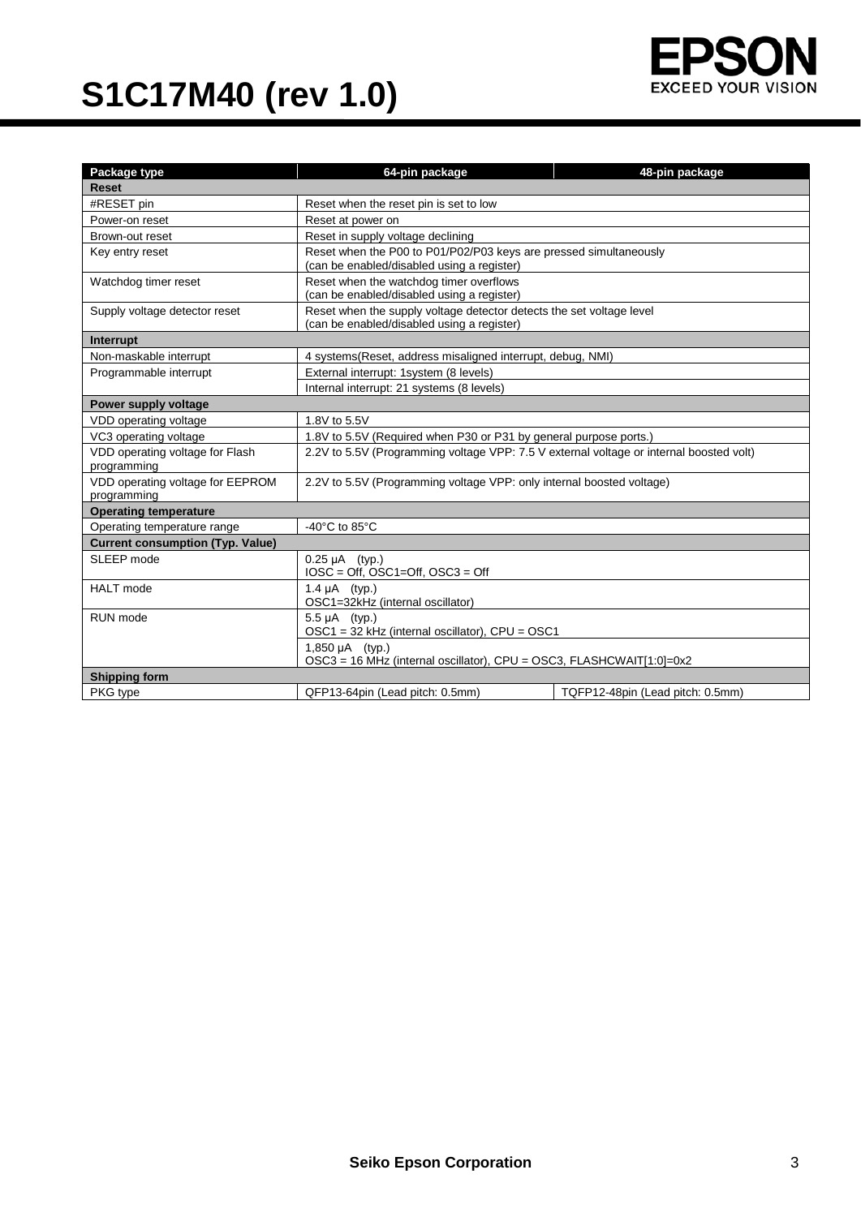# S1C17M40 (rev 1.0)

| Package type | 64-pin package | 48-pin package |
|---|---|---|
| **Reset** | | |
| #RESET pin | Reset when the reset pin is set to low | |
| Power-on reset | Reset at power on | |
| Brown-out reset | Reset in supply voltage declining | |
| Key entry reset | Reset when the P00 to P01/P02/P03 keys are pressed simultaneously (can be enabled/disabled using a register) | |
| Watchdog timer reset | Reset when the watchdog timer overflows (can be enabled/disabled using a register) | |
| Supply voltage detector reset | Reset when the supply voltage detector detects the set voltage level (can be enabled/disabled using a register) | |
| **Interrupt** | | |
| Non-maskable interrupt | 4 systems(Reset, address misaligned interrupt, debug, NMI) | |
| Programmable interrupt | External interrupt: 1system (8 levels) | |
| | Internal interrupt: 21 systems (8 levels) | |
| **Power supply voltage** | | |
| VDD operating voltage | 1.8V to 5.5V | |
| VC3 operating voltage | 1.8V to 5.5V (Required when P30 or P31 by general purpose ports.) | |
| VDD operating voltage for Flash programming | 2.2V to 5.5V (Programming voltage VPP: 7.5 V external voltage or internal boosted volt) | |
| VDD operating voltage for EEPROM programming | 2.2V to 5.5V (Programming voltage VPP: only internal boosted voltage) | |
| **Operating temperature** | | |
| Operating temperature range | -40°C to 85°C | |
| **Current consumption (Typ. Value)** | | |
| SLEEP mode | 0.25 µA (typ.) IOSC = Off, OSC1=Off, OSC3 = Off | |
| HALT mode | 1.4 µA (typ.) OSC1=32kHz (internal oscillator) | |
| RUN mode | 5.5 µA (typ.) OSC1 = 32 kHz (internal oscillator), CPU = OSC1 | |
| | 1,850 µA (typ.) OSC3 = 16 MHz (internal oscillator), CPU = OSC3, FLASHCWAIT[1:0]=0x2 | |
| **Shipping form** | | |
| PKG type | QFP13-64pin (Lead pitch: 0.5mm) | TQFP12-48pin (Lead pitch: 0.5mm) |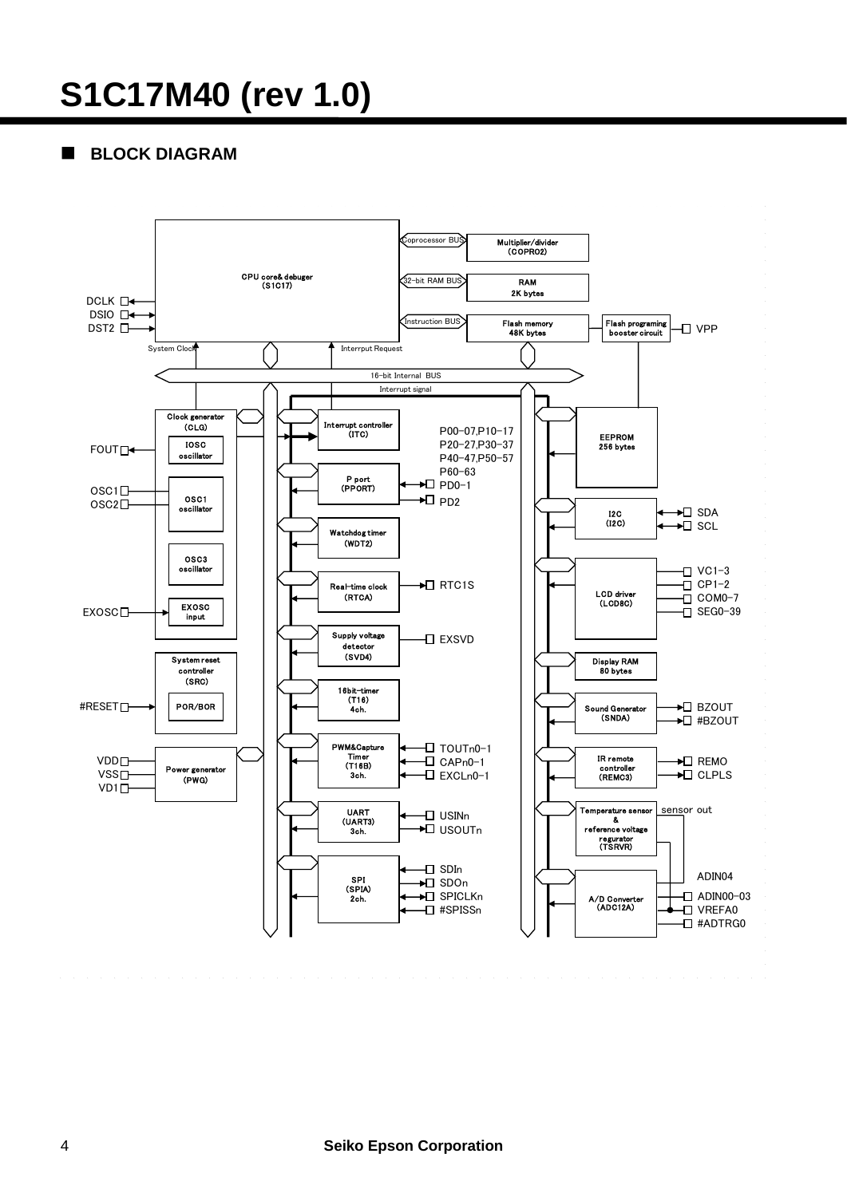## ■ BLOCK DIAGRAM

**CPU core & debuger (S1C17)**
- DCLK, DSIO, DST2
- Coprocessor BUS → Multiplier/divider (COPRO2)
- 32-bit RAM BUS → RAM 2K bytes
- Instruction BUS → Flash memory 48K bytes → Flash programing booster circuit → VPP
- System Clock, Interrput Request

16-bit Internal BUS

Interrupt signal

**Clock generator (CLG)**
- IOSC oscillator → FOUT
- OSC1 oscillator ← OSC1, OSC2
- OSC3 oscillator
- EXOSC input ← EXOSC

**System reset controller (SRC)**
- POR/BOR ← #RESET

**Power generator (PWG)**
- VDD, VSS, VD1

**Interrupt controller (ITC)**

**P port (PPORT)**
- P00-07,P10-17
- P20-27,P30-37
- P40-47,P50-57
- P60-63
- PD0-1
- PD2

**Watchdog timer (WDT2)**

**Real-time clock (RTCA)**
- RTC1S

**Supply voltage detector (SVD4)**
- EXSVD

**16bit-timer (T16) 4ch.**

**PWM&Capture Timer (T16B) 3ch.**
- TOUTn0-1
- CAPn0-1
- EXCLn0-1

**UART (UART3) 3ch.**
- USINn
- USOUTn

**SPI (SPIA) 2ch.**
- SDIn
- SDOn
- SPICLKn
- #SPISSn

**EEPROM 256 bytes**

**I2C (I2C)**
- SDA
- SCL

**LCD driver (LCD8C)**
- VC1-3
- CP1-2
- COM0-7
- SEG0-39

**Display RAM 80 bytes**

**Sound Generator (SNDA)**
- BZOUT
- #BZOUT

**IR remote controller (REMC3)**
- REMO
- CLPLS

**Temperature sensor & reference voltage regurator (TSRVR)**
- sensor out

**A/D Converter (ADC12A)**
- ADIN04
- ADIN00-03
- VREFA0
- #ADTRG0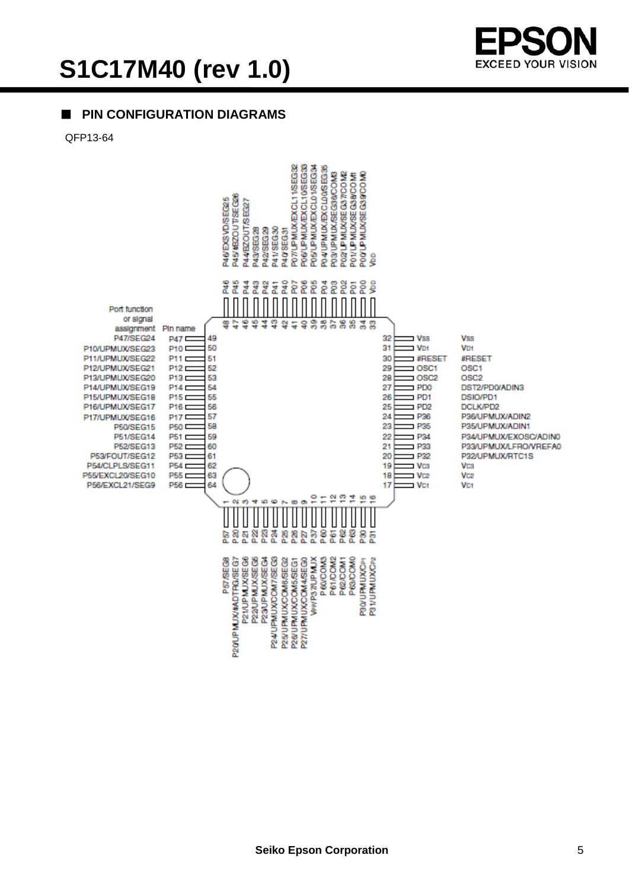## ■ PIN CONFIGURATION DIAGRAMS

QFP13-64

| Pin No. | Pin name | Port function or signal assignment |
| --- | --- | --- |
| 1 | P57 | P57/SEG8 |
| 2 | P20 | P20/UPMUX/#ADTRG/SEG7 |
| 3 | P21 | P21/UPMUX/SEG6 |
| 4 | P22 | P22/UPMUX/SEG5 |
| 5 | P23 | P23/UPMUX/SEG4 |
| 6 | P24 | P24/UPMUX/COM7/SEG3 |
| 7 | P25 | P25/UPMUX/COM6/SEG2 |
| 8 | P26 | P26/UPMUX/COM5/SEG1 |
| 9 | P27 | P27/UPMUX/COM4/SEG0 |
| 10 | P37 | VPP/P37/UPMUX |
| 11 | P60 | P60/COM3 |
| 12 | P61 | P61/COM2 |
| 13 | P62 | P62/COM1 |
| 14 | P63 | P63/COM0 |
| 15 | P30 | P30/UPMUX/CP1 |
| 16 | P31 | P31/UPMUX/CP2 |
| 17 | VC1 | VC1 |
| 18 | VC2 | VC2 |
| 19 | VC3 | VC3 |
| 20 | P32 | P32/UPMUX/RTC1S |
| 21 | P33 | P33/UPMUX/LFRO/VREFA0 |
| 22 | P34 | P34/UPMUX/EXOSC/ADIN0 |
| 23 | P35 | P35/UPMUX/ADIN1 |
| 24 | P36 | P36/UPMUX/ADIN2 |
| 25 | PD2 | DCLK/PD2 |
| 26 | PD1 | DSIO/PD1 |
| 27 | PD0 | DST2/PD0/ADIN3 |
| 28 | OSC2 | OSC2 |
| 29 | OSC1 | OSC1 |
| 30 | #RESET | #RESET |
| 31 | VD1 | VD1 |
| 32 | VSS | VSS |
| 33 | VDD | VDD |
| 34 | P00 | P00/UPMUX/SEG39/COM0 |
| 35 | P01 | P01/UPMUX/SEG38/COM1 |
| 36 | P02 | P02/UPMUX/SEG37/COM2 |
| 37 | P03 | P03/UPMUX/SEG36/COM3 |
| 38 | P04 | P04/UPMUX/EXCL00/SEG35 |
| 39 | P05 | P05/UPMUX/EXCL01/SEG34 |
| 40 | P06 | P06/UPMUX/EXCL10/SEG33 |
| 41 | P07 | P07/UPMUX/EXCL11/SEG32 |
| 42 | P40 | P40/SEG31 |
| 43 | P41 | P41/SEG30 |
| 44 | P42 | P42/SEG29 |
| 45 | P43 | P43/SEG28 |
| 46 | P44 | P44/BZOUT/SEG27 |
| 47 | P45 | P45/#BZOUT/SEG26 |
| 48 | P46 | P46/EXSVD/SEG25 |
| 49 | P47 | P47/SEG24 |
| 50 | P10 | P10/UPMUX/SEG23 |
| 51 | P11 | P11/UPMUX/SEG22 |
| 52 | P12 | P12/UPMUX/SEG21 |
| 53 | P13 | P13/UPMUX/SEG20 |
| 54 | P14 | P14/UPMUX/SEG19 |
| 55 | P15 | P15/UPMUX/SEG18 |
| 56 | P16 | P16/UPMUX/SEG17 |
| 57 | P17 | P17/UPMUX/SEG16 |
| 58 | P50 | P50/SEG15 |
| 59 | P51 | P51/SEG14 |
| 60 | P52 | P52/SEG13 |
| 61 | P53 | P53/FOUT/SEG12 |
| 62 | P54 | P54/CLPLS/SEG11 |
| 63 | P55 | P55/EXCL20/SEG10 |
| 64 | P56 | P56/EXCL21/SEG9 |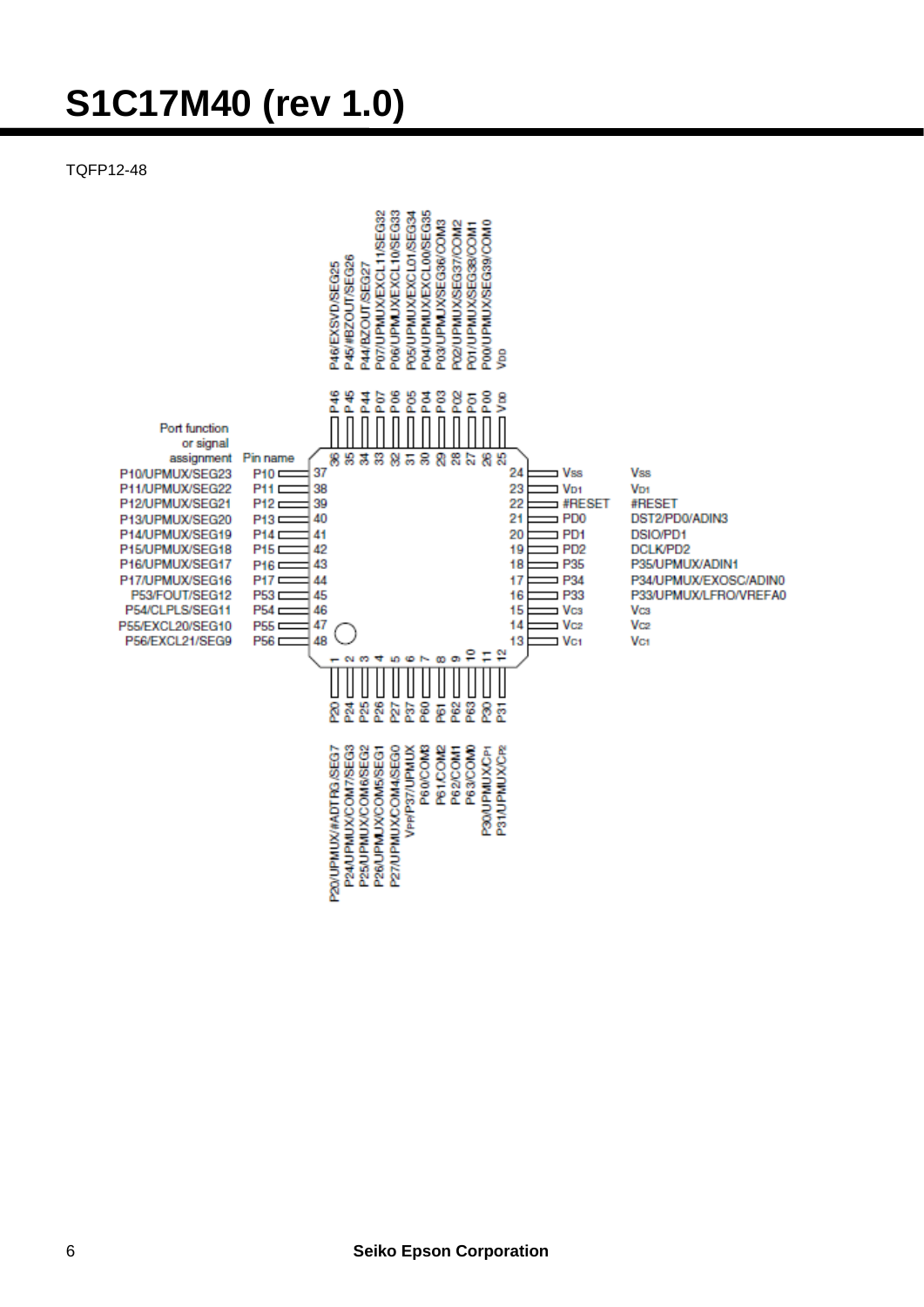# S1C17M40 (rev 1.0)

TQFP12-48

| Pin No. | Pin name | Port function or signal assignment |
| --- | --- | --- |
| 1 | P20 | P20/UPMUX/#ADTRG/SEG7 |
| 2 | P24 | P24/UPMUX/COM7/SEG3 |
| 3 | P25 | P25/UPMUX/COM6/SEG2 |
| 4 | P26 | P26/UPMUX/COM5/SEG1 |
| 5 | P27 | P27/UPMUX/COM4/SEG0 |
| 6 | P37 | VPP/P37/UPMUX |
| 7 | P60 | P60/COM3 |
| 8 | P61 | P61/COM2 |
| 9 | P62 | P62/COM1 |
| 10 | P63 | P63/COM0 |
| 11 | P30 | P30/UPMUX/CP1 |
| 12 | P31 | P31/UPMUX/CP2 |
| 13 | VC1 | VC1 |
| 14 | VC2 | VC2 |
| 15 | VC3 | VC3 |
| 16 | P33 | P33/UPMUX/LFRO/VREFA0 |
| 17 | P34 | P34/UPMUX/EXOSC/ADIN0 |
| 18 | P35 | P35/UPMUX/ADIN1 |
| 19 | PD2 | DCLK/PD2 |
| 20 | PD1 | DSIO/PD1 |
| 21 | PD0 | DST2/PD0/ADIN3 |
| 22 | #RESET | #RESET |
| 23 | VD1 | VD1 |
| 24 | VSS | VSS |
| 25 | VDD | VDD |
| 26 | P00 | P00/UPMUX/SEG39/COM0 |
| 27 | P01 | P01/UPMUX/SEG38/COM1 |
| 28 | P02 | P02/UPMUX/SEG37/COM2 |
| 29 | P03 | P03/UPMUX/SEG36/COM3 |
| 30 | P04 | P04/UPMUX/EXCL00/SEG35 |
| 31 | P05 | P05/UPMUX/EXCL01/SEG34 |
| 32 | P06 | P06/UPMUX/EXCL10/SEG33 |
| 33 | P07 | P07/UPMUX/EXCL11/SEG32 |
| 34 | P44 | P44/BZOUT/SEG27 |
| 35 | P45 | P45/#BZOUT/SEG26 |
| 36 | P46 | P46/EXSVD/SEG25 |
| 37 | P10 | P10/UPMUX/SEG23 |
| 38 | P11 | P11/UPMUX/SEG22 |
| 39 | P12 | P12/UPMUX/SEG21 |
| 40 | P13 | P13/UPMUX/SEG20 |
| 41 | P14 | P14/UPMUX/SEG19 |
| 42 | P15 | P15/UPMUX/SEG18 |
| 43 | P16 | P16/UPMUX/SEG17 |
| 44 | P17 | P17/UPMUX/SEG16 |
| 45 | P53 | P53/FOUT/SEG12 |
| 46 | P54 | P54/CLPLS/SEG11 |
| 47 | P55 | P55/EXCL20/SEG10 |
| 48 | P56 | P56/EXCL21/SEG9 |

Seiko Epson Corporation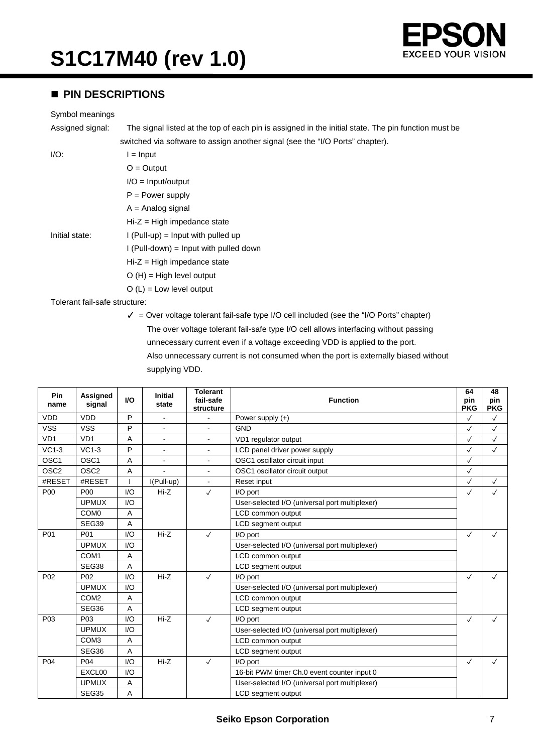## ■ PIN DESCRIPTIONS

Symbol meanings

Assigned signal: The signal listed at the top of each pin is assigned in the initial state. The pin function must be switched via software to assign another signal (see the "I/O Ports" chapter).

I/O:
- I = Input
- O = Output
- I/O = Input/output
- P = Power supply
- A = Analog signal
- Hi-Z = High impedance state

Initial state:
- I (Pull-up) = Input with pulled up
- I (Pull-down) = Input with pulled down
- Hi-Z = High impedance state
- O (H) = High level output
- O (L) = Low level output

Tolerant fail-safe structure:

✓ = Over voltage tolerant fail-safe type I/O cell included (see the "I/O Ports" chapter)
The over voltage tolerant fail-safe type I/O cell allows interfacing without passing unnecessary current even if a voltage exceeding VDD is applied to the port.
Also unnecessary current is not consumed when the port is externally biased without supplying VDD.

| Pin name | Assigned signal | I/O | Initial state | Tolerant fail-safe structure | Function | 64 pin PKG | 48 pin PKG |
|---|---|---|---|---|---|---|---|
| VDD | VDD | P | - | - | Power supply (+) | ✓ | ✓ |
| VSS | VSS | P | - | - | GND | ✓ | ✓ |
| VD1 | VD1 | A | - | - | VD1 regulator output | ✓ | ✓ |
| VC1-3 | VC1-3 | P | - | - | LCD panel driver power supply | ✓ | ✓ |
| OSC1 | OSC1 | A | - | - | OSC1 oscillator circuit input | ✓ | |
| OSC2 | OSC2 | A | - | - | OSC1 oscillator circuit output | ✓ | |
| #RESET | #RESET | I | I(Pull-up) | - | Reset input | ✓ | ✓ |
| P00 | P00 | I/O | Hi-Z | ✓ | I/O port | ✓ | ✓ |
| | UPMUX | I/O | | | User-selected I/O (universal port multiplexer) | | |
| | COM0 | A | | | LCD common output | | |
| | SEG39 | A | | | LCD segment output | | |
| P01 | P01 | I/O | Hi-Z | ✓ | I/O port | ✓ | ✓ |
| | UPMUX | I/O | | | User-selected I/O (universal port multiplexer) | | |
| | COM1 | A | | | LCD common output | | |
| | SEG38 | A | | | LCD segment output | | |
| P02 | P02 | I/O | Hi-Z | ✓ | I/O port | ✓ | ✓ |
| | UPMUX | I/O | | | User-selected I/O (universal port multiplexer) | | |
| | COM2 | A | | | LCD common output | | |
| | SEG36 | A | | | LCD segment output | | |
| P03 | P03 | I/O | Hi-Z | ✓ | I/O port | ✓ | ✓ |
| | UPMUX | I/O | | | User-selected I/O (universal port multiplexer) | | |
| | COM3 | A | | | LCD common output | | |
| | SEG36 | A | | | LCD segment output | | |
| P04 | P04 | I/O | Hi-Z | ✓ | I/O port | ✓ | ✓ |
| | EXCL00 | I/O | | | 16-bit PWM timer Ch.0 event counter input 0 | | |
| | UPMUX | A | | | User-selected I/O (universal port multiplexer) | | |
| | SEG35 | A | | | LCD segment output | | |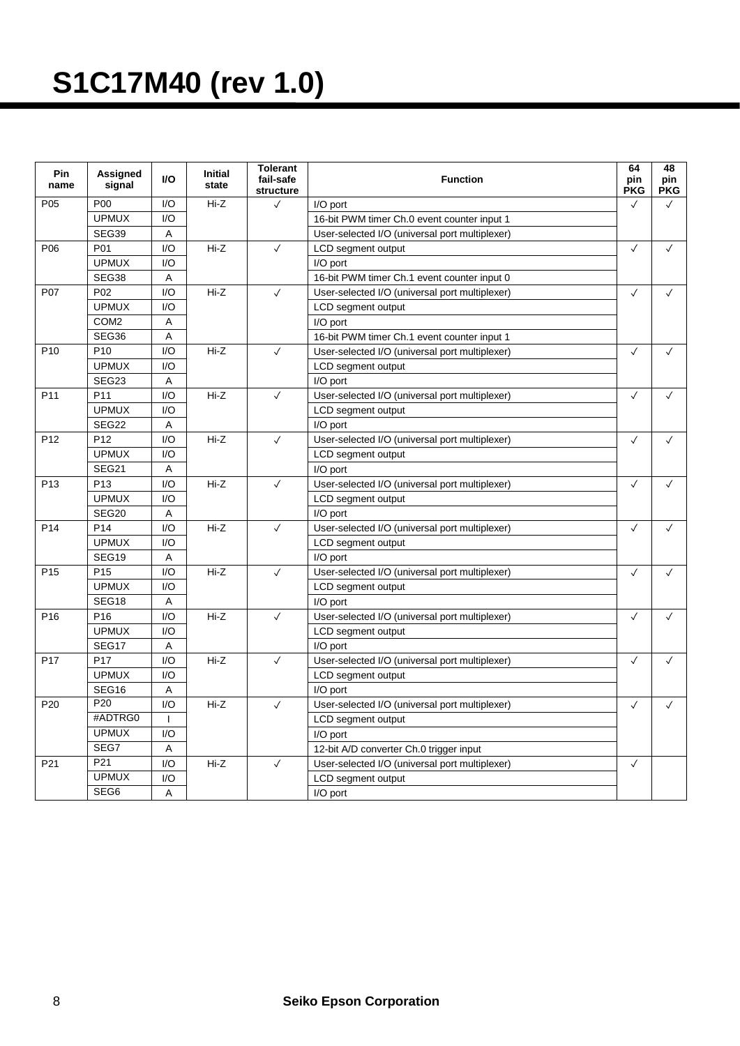# S1C17M40 (rev 1.0)

| Pin name | Assigned signal | I/O | Initial state | Tolerant fail-safe structure | Function | 64 pin PKG | 48 pin PKG |
|---|---|---|---|---|---|---|---|
| P05 | P00 | I/O | Hi-Z | ✓ | I/O port | ✓ | ✓ |
| | UPMUX | I/O | | | 16-bit PWM timer Ch.0 event counter input 1 | | |
| | SEG39 | A | | | User-selected I/O (universal port multiplexer) | | |
| P06 | P01 | I/O | Hi-Z | ✓ | LCD segment output | ✓ | ✓ |
| | UPMUX | I/O | | | I/O port | | |
| | SEG38 | A | | | 16-bit PWM timer Ch.1 event counter input 0 | | |
| P07 | P02 | I/O | Hi-Z | ✓ | User-selected I/O (universal port multiplexer) | ✓ | ✓ |
| | UPMUX | I/O | | | LCD segment output | | |
| | COM2 | A | | | I/O port | | |
| | SEG36 | A | | | 16-bit PWM timer Ch.1 event counter input 1 | | |
| P10 | P10 | I/O | Hi-Z | ✓ | User-selected I/O (universal port multiplexer) | ✓ | ✓ |
| | UPMUX | I/O | | | LCD segment output | | |
| | SEG23 | A | | | I/O port | | |
| P11 | P11 | I/O | Hi-Z | ✓ | User-selected I/O (universal port multiplexer) | ✓ | ✓ |
| | UPMUX | I/O | | | LCD segment output | | |
| | SEG22 | A | | | I/O port | | |
| P12 | P12 | I/O | Hi-Z | ✓ | User-selected I/O (universal port multiplexer) | ✓ | ✓ |
| | UPMUX | I/O | | | LCD segment output | | |
| | SEG21 | A | | | I/O port | | |
| P13 | P13 | I/O | Hi-Z | ✓ | User-selected I/O (universal port multiplexer) | ✓ | ✓ |
| | UPMUX | I/O | | | LCD segment output | | |
| | SEG20 | A | | | I/O port | | |
| P14 | P14 | I/O | Hi-Z | ✓ | User-selected I/O (universal port multiplexer) | ✓ | ✓ |
| | UPMUX | I/O | | | LCD segment output | | |
| | SEG19 | A | | | I/O port | | |
| P15 | P15 | I/O | Hi-Z | ✓ | User-selected I/O (universal port multiplexer) | ✓ | ✓ |
| | UPMUX | I/O | | | LCD segment output | | |
| | SEG18 | A | | | I/O port | | |
| P16 | P16 | I/O | Hi-Z | ✓ | User-selected I/O (universal port multiplexer) | ✓ | ✓ |
| | UPMUX | I/O | | | LCD segment output | | |
| | SEG17 | A | | | I/O port | | |
| P17 | P17 | I/O | Hi-Z | ✓ | User-selected I/O (universal port multiplexer) | ✓ | ✓ |
| | UPMUX | I/O | | | LCD segment output | | |
| | SEG16 | A | | | I/O port | | |
| P20 | P20 | I/O | Hi-Z | ✓ | User-selected I/O (universal port multiplexer) | ✓ | ✓ |
| | #ADTRG0 | I | | | LCD segment output | | |
| | UPMUX | I/O | | | I/O port | | |
| | SEG7 | A | | | 12-bit A/D converter Ch.0 trigger input | | |
| P21 | P21 | I/O | Hi-Z | ✓ | User-selected I/O (universal port multiplexer) | ✓ | |
| | UPMUX | I/O | | | LCD segment output | | |
| | SEG6 | A | | | I/O port | | |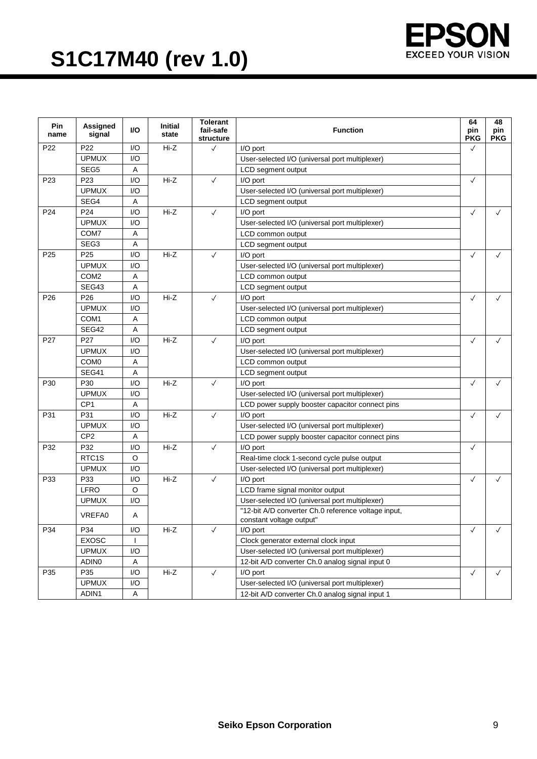| Pin name | Assigned signal | I/O | Initial state | Tolerant fail-safe structure | Function | 64 pin PKG | 48 pin PKG |
|---|---|---|---|---|---|---|---|
| P22 | P22 | I/O | Hi-Z | ✓ | I/O port | ✓ | |
| | UPMUX | I/O | | | User-selected I/O (universal port multiplexer) | | |
| | SEG5 | A | | | LCD segment output | | |
| P23 | P23 | I/O | Hi-Z | ✓ | I/O port | ✓ | |
| | UPMUX | I/O | | | User-selected I/O (universal port multiplexer) | | |
| | SEG4 | A | | | LCD segment output | | |
| P24 | P24 | I/O | Hi-Z | ✓ | I/O port | ✓ | ✓ |
| | UPMUX | I/O | | | User-selected I/O (universal port multiplexer) | | |
| | COM7 | A | | | LCD common output | | |
| | SEG3 | A | | | LCD segment output | | |
| P25 | P25 | I/O | Hi-Z | ✓ | I/O port | ✓ | ✓ |
| | UPMUX | I/O | | | User-selected I/O (universal port multiplexer) | | |
| | COM2 | A | | | LCD common output | | |
| | SEG43 | A | | | LCD segment output | | |
| P26 | P26 | I/O | Hi-Z | ✓ | I/O port | ✓ | ✓ |
| | UPMUX | I/O | | | User-selected I/O (universal port multiplexer) | | |
| | COM1 | A | | | LCD common output | | |
| | SEG42 | A | | | LCD segment output | | |
| P27 | P27 | I/O | Hi-Z | ✓ | I/O port | ✓ | ✓ |
| | UPMUX | I/O | | | User-selected I/O (universal port multiplexer) | | |
| | COM0 | A | | | LCD common output | | |
| | SEG41 | A | | | LCD segment output | | |
| P30 | P30 | I/O | Hi-Z | ✓ | I/O port | ✓ | ✓ |
| | UPMUX | I/O | | | User-selected I/O (universal port multiplexer) | | |
| | CP1 | A | | | LCD power supply booster capacitor connect pins | | |
| P31 | P31 | I/O | Hi-Z | ✓ | I/O port | ✓ | ✓ |
| | UPMUX | I/O | | | User-selected I/O (universal port multiplexer) | | |
| | CP2 | A | | | LCD power supply booster capacitor connect pins | | |
| P32 | P32 | I/O | Hi-Z | ✓ | I/O port | ✓ | |
| | RTC1S | O | | | Real-time clock 1-second cycle pulse output | | |
| | UPMUX | I/O | | | User-selected I/O (universal port multiplexer) | | |
| P33 | P33 | I/O | Hi-Z | ✓ | I/O port | ✓ | ✓ |
| | LFRO | O | | | LCD frame signal monitor output | | |
| | UPMUX | I/O | | | User-selected I/O (universal port multiplexer) | | |
| | VREFA0 | A | | | "12-bit A/D converter Ch.0 reference voltage input, constant voltage output" | | |
| P34 | P34 | I/O | Hi-Z | ✓ | I/O port | ✓ | ✓ |
| | EXOSC | I | | | Clock generator external clock input | | |
| | UPMUX | I/O | | | User-selected I/O (universal port multiplexer) | | |
| | ADIN0 | A | | | 12-bit A/D converter Ch.0 analog signal input 0 | | |
| P35 | P35 | I/O | Hi-Z | ✓ | I/O port | ✓ | ✓ |
| | UPMUX | I/O | | | User-selected I/O (universal port multiplexer) | | |
| | ADIN1 | A | | | 12-bit A/D converter Ch.0 analog signal input 1 | | |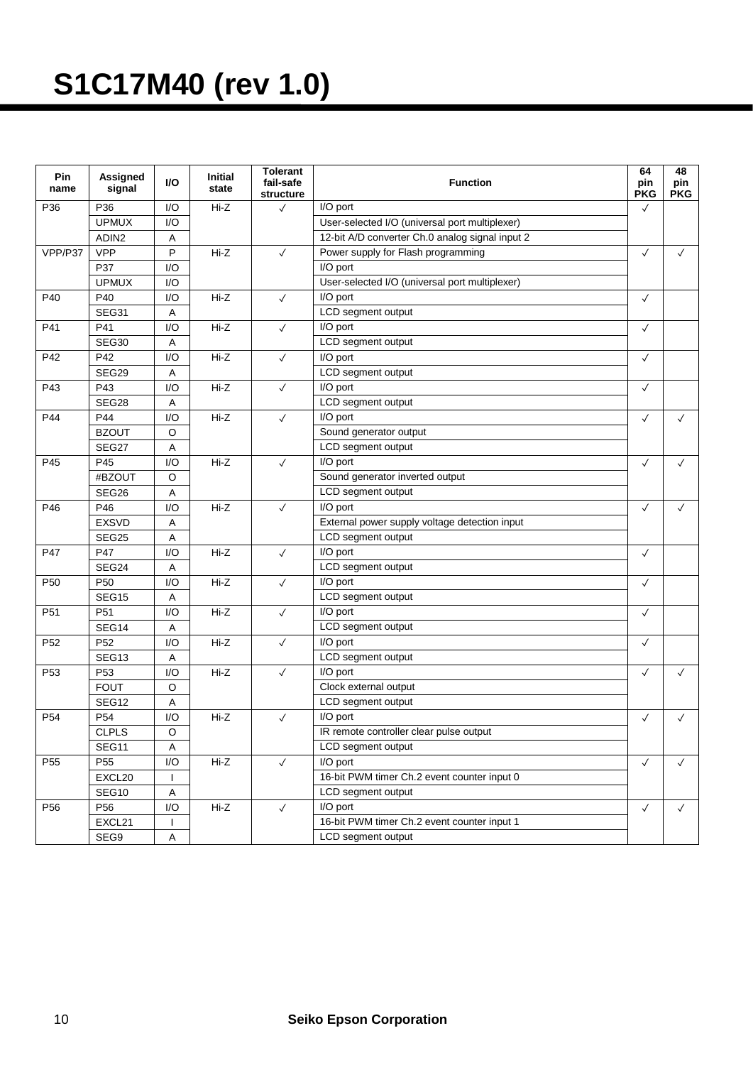# S1C17M40 (rev 1.0)

| Pin name | Assigned signal | I/O | Initial state | Tolerant fail-safe structure | Function | 64 pin PKG | 48 pin PKG |
|---|---|---|---|---|---|---|---|
| P36 | P36 | I/O | Hi-Z | ✓ | I/O port | ✓ | |
| | UPMUX | I/O | | | User-selected I/O (universal port multiplexer) | | |
| | ADIN2 | A | | | 12-bit A/D converter Ch.0 analog signal input 2 | | |
| VPP/P37 | VPP | P | Hi-Z | ✓ | Power supply for Flash programming | ✓ | ✓ |
| | P37 | I/O | | | I/O port | | |
| | UPMUX | I/O | | | User-selected I/O (universal port multiplexer) | | |
| P40 | P40 | I/O | Hi-Z | ✓ | I/O port | ✓ | |
| | SEG31 | A | | | LCD segment output | | |
| P41 | P41 | I/O | Hi-Z | ✓ | I/O port | ✓ | |
| | SEG30 | A | | | LCD segment output | | |
| P42 | P42 | I/O | Hi-Z | ✓ | I/O port | ✓ | |
| | SEG29 | A | | | LCD segment output | | |
| P43 | P43 | I/O | Hi-Z | ✓ | I/O port | ✓ | |
| | SEG28 | A | | | LCD segment output | | |
| P44 | P44 | I/O | Hi-Z | ✓ | I/O port | ✓ | ✓ |
| | BZOUT | O | | | Sound generator output | | |
| | SEG27 | A | | | LCD segment output | | |
| P45 | P45 | I/O | Hi-Z | ✓ | I/O port | ✓ | ✓ |
| | #BZOUT | O | | | Sound generator inverted output | | |
| | SEG26 | A | | | LCD segment output | | |
| P46 | P46 | I/O | Hi-Z | ✓ | I/O port | ✓ | ✓ |
| | EXSVD | A | | | External power supply voltage detection input | | |
| | SEG25 | A | | | LCD segment output | | |
| P47 | P47 | I/O | Hi-Z | ✓ | I/O port | ✓ | |
| | SEG24 | A | | | LCD segment output | | |
| P50 | P50 | I/O | Hi-Z | ✓ | I/O port | ✓ | |
| | SEG15 | A | | | LCD segment output | | |
| P51 | P51 | I/O | Hi-Z | ✓ | I/O port | ✓ | |
| | SEG14 | A | | | LCD segment output | | |
| P52 | P52 | I/O | Hi-Z | ✓ | I/O port | ✓ | |
| | SEG13 | A | | | LCD segment output | | |
| P53 | P53 | I/O | Hi-Z | ✓ | I/O port | ✓ | ✓ |
| | FOUT | O | | | Clock external output | | |
| | SEG12 | A | | | LCD segment output | | |
| P54 | P54 | I/O | Hi-Z | ✓ | I/O port | ✓ | ✓ |
| | CLPLS | O | | | IR remote controller clear pulse output | | |
| | SEG11 | A | | | LCD segment output | | |
| P55 | P55 | I/O | Hi-Z | ✓ | I/O port | ✓ | ✓ |
| | EXCL20 | I | | | 16-bit PWM timer Ch.2 event counter input 0 | | |
| | SEG10 | A | | | LCD segment output | | |
| P56 | P56 | I/O | Hi-Z | ✓ | I/O port | ✓ | ✓ |
| | EXCL21 | I | | | 16-bit PWM timer Ch.2 event counter input 1 | | |
| | SEG9 | A | | | LCD segment output | | |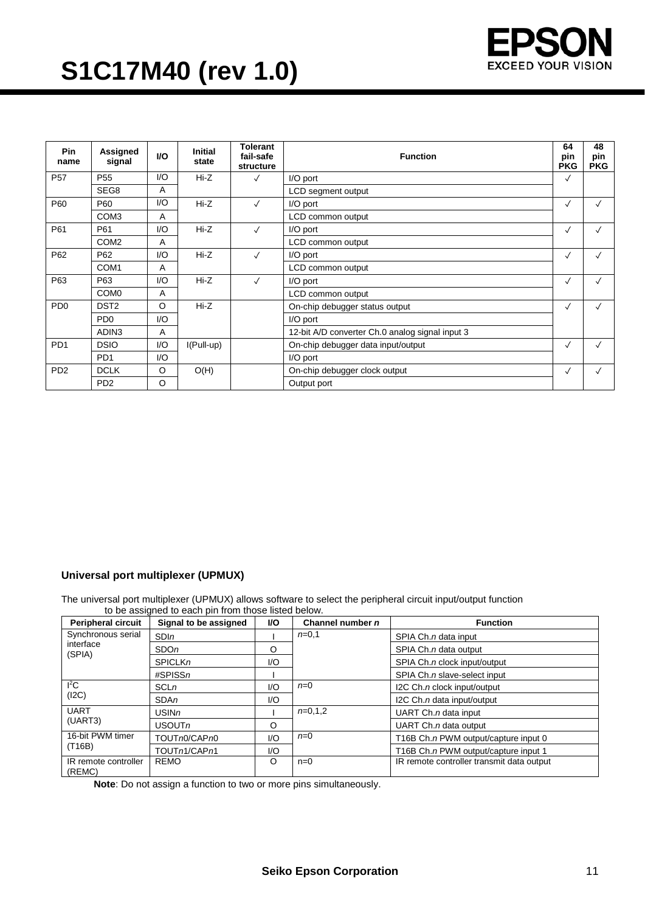| Pin name | Assigned signal | I/O | Initial state | Tolerant fail-safe structure | Function | 64 pin PKG | 48 pin PKG |
|---|---|---|---|---|---|---|---|
| P57 | P55 | I/O | Hi-Z | ✓ | I/O port | ✓ | |
| | SEG8 | A | | | LCD segment output | | |
| P60 | P60 | I/O | Hi-Z | ✓ | I/O port | ✓ | ✓ |
| | COM3 | A | | | LCD common output | | |
| P61 | P61 | I/O | Hi-Z | ✓ | I/O port | ✓ | ✓ |
| | COM2 | A | | | LCD common output | | |
| P62 | P62 | I/O | Hi-Z | ✓ | I/O port | ✓ | ✓ |
| | COM1 | A | | | LCD common output | | |
| P63 | P63 | I/O | Hi-Z | ✓ | I/O port | ✓ | ✓ |
| | COM0 | A | | | LCD common output | | |
| PD0 | DST2 | O | Hi-Z | | On-chip debugger status output | ✓ | ✓ |
| | PD0 | I/O | | | I/O port | | |
| | ADIN3 | A | | | 12-bit A/D converter Ch.0 analog signal input 3 | | |
| PD1 | DSIO | I/O | I(Pull-up) | | On-chip debugger data input/output | ✓ | ✓ |
| | PD1 | I/O | | | I/O port | | |
| PD2 | DCLK | O | O(H) | | On-chip debugger clock output | ✓ | ✓ |
| | PD2 | O | | | Output port | | |

### Universal port multiplexer (UPMUX)

The universal port multiplexer (UPMUX) allows software to select the peripheral circuit input/output function to be assigned to each pin from those listed below.

| Peripheral circuit | Signal to be assigned | I/O | Channel number *n* | Function |
|---|---|---|---|---|
| Synchronous serial interface (SPIA) | SDI*n* | I | *n*=0,1 | SPIA Ch.*n* data input |
| | SDO*n* | O | | SPIA Ch.*n* data output |
| | SPICLK*n* | I/O | | SPIA Ch.*n* clock input/output |
| | #SPISS*n* | I | | SPIA Ch.*n* slave-select input |
| $I^2C$ (I2C) | SCL*n* | I/O | *n*=0 | I2C Ch.*n* clock input/output |
| | SDA*n* | I/O | | I2C Ch.*n* data input/output |
| UART (UART3) | USIN*n* | I | *n*=0,1,2 | UART Ch.*n* data input |
| | USOUT*n* | O | | UART Ch.*n* data output |
| 16-bit PWM timer (T16B) | TOUT*n*0/CAP*n*0 | I/O | *n*=0 | T16B Ch.*n* PWM output/capture input 0 |
| | TOUT*n*1/CAP*n*1 | I/O | | T16B Ch.*n* PWM output/capture input 1 |
| IR remote controller (REMC) | REMO | O | n=0 | IR remote controller transmit data output |

**Note**: Do not assign a function to two or more pins simultaneously.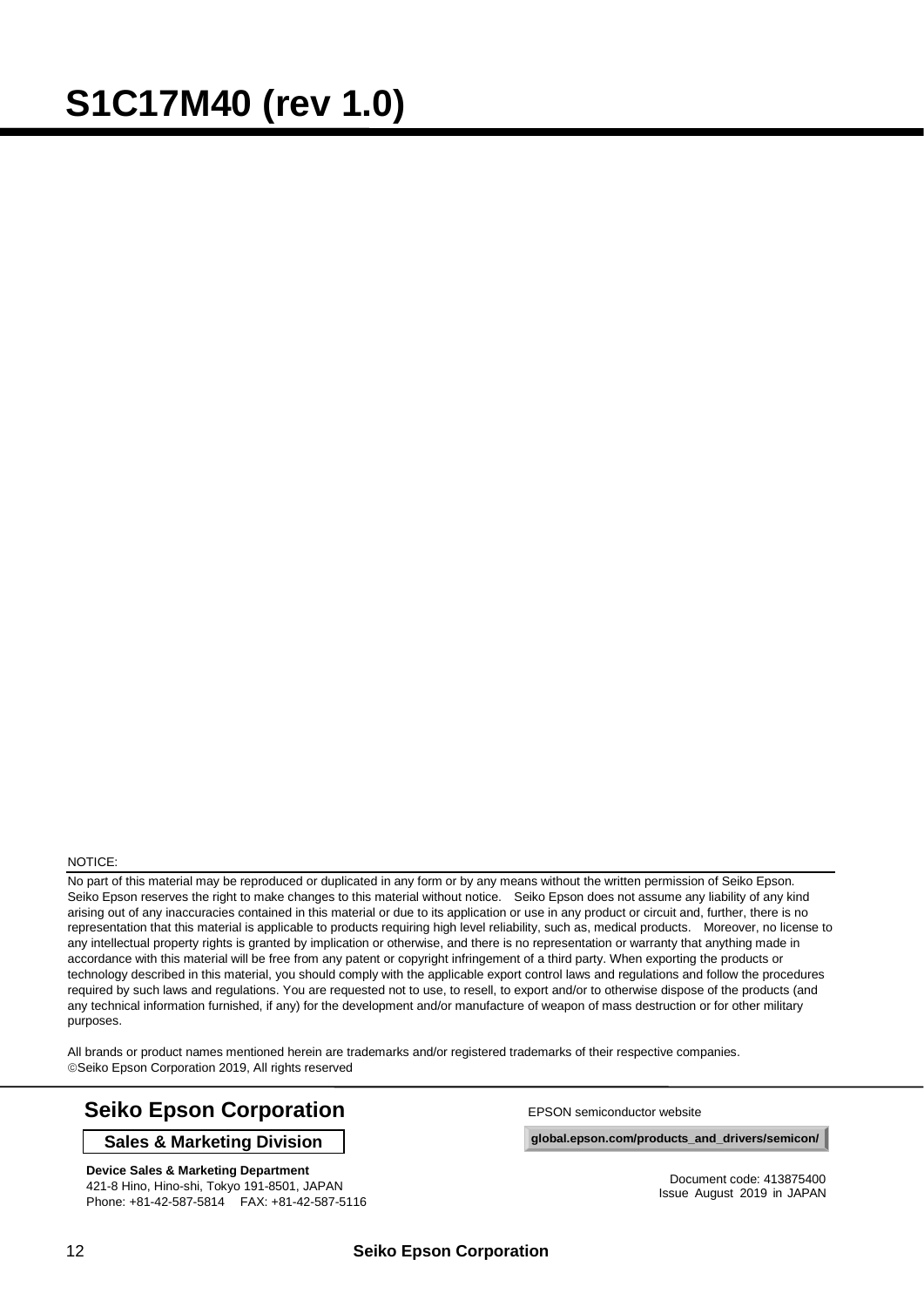# S1C17M40 (rev 1.0)

NOTICE:

No part of this material may be reproduced or duplicated in any form or by any means without the written permission of Seiko Epson. Seiko Epson reserves the right to make changes to this material without notice. Seiko Epson does not assume any liability of any kind arising out of any inaccuracies contained in this material or due to its application or use in any product or circuit and, further, there is no representation that this material is applicable to products requiring high level reliability, such as, medical products. Moreover, no license to any intellectual property rights is granted by implication or otherwise, and there is no representation or warranty that anything made in accordance with this material will be free from any patent or copyright infringement of a third party. When exporting the products or technology described in this material, you should comply with the applicable export control laws and regulations and follow the procedures required by such laws and regulations. You are requested not to use, to resell, to export and/or to otherwise dispose of the products (and any technical information furnished, if any) for the development and/or manufacture of weapon of mass destruction or for other military purposes.

All brands or product names mentioned herein are trademarks and/or registered trademarks of their respective companies.
©Seiko Epson Corporation 2019, All rights reserved

## Seiko Epson Corporation

**Sales & Marketing Division**

**Device Sales & Marketing Department**
421-8 Hino, Hino-shi, Tokyo 191-8501, JAPAN
Phone: +81-42-587-5814 FAX: +81-42-587-5116

EPSON semiconductor website

**global.epson.com/products_and_drivers/semicon/**

Document code: 413875400
Issue August 2019 in JAPAN